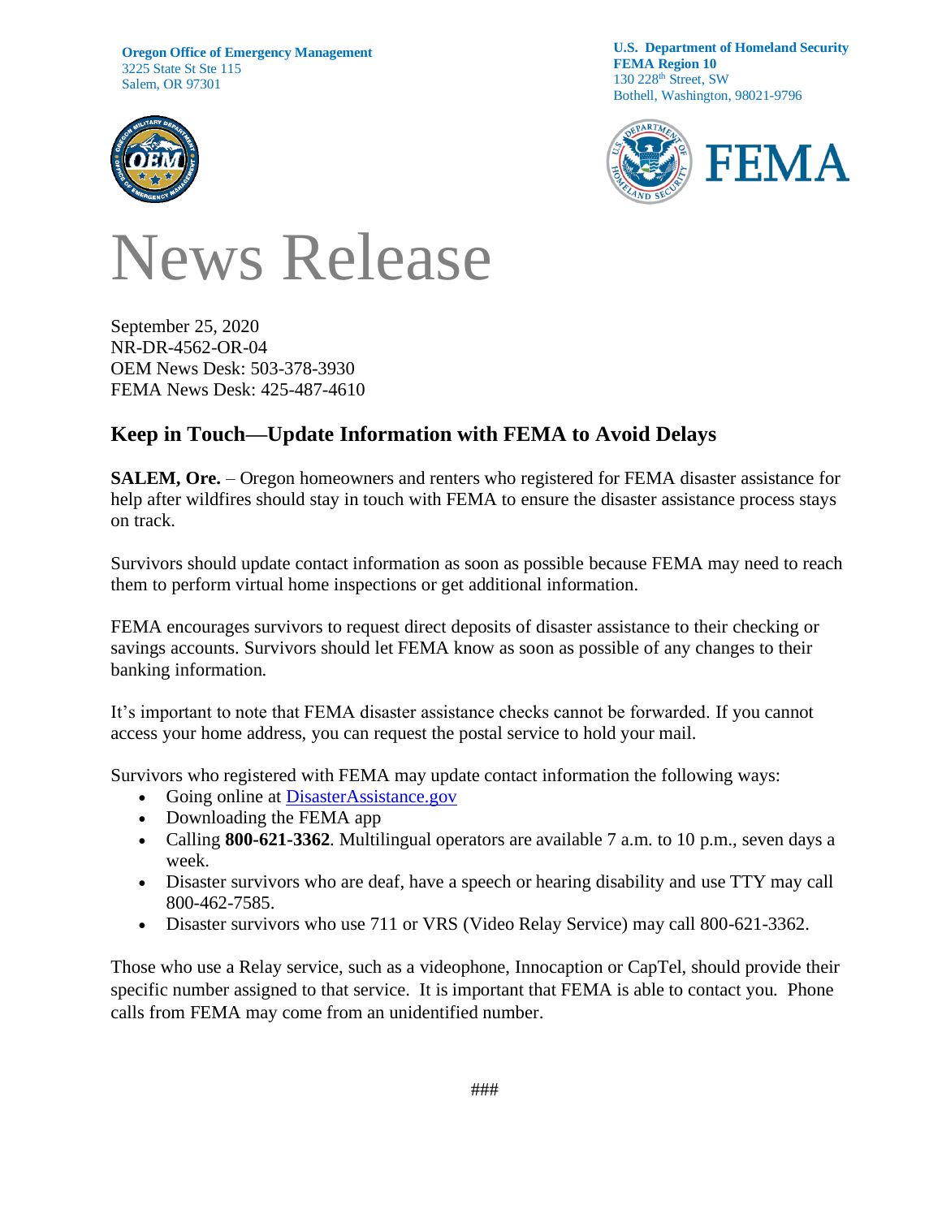**Oregon Office of Emergency Management**
3225 State St Ste 115
Salem, OR 97301

**U.S. Department of Homeland Security**
**FEMA Region 10**
130 228th Street, SW
Bothell, Washington, 98021-9796

# News Release

September 25, 2020
NR-DR-4562-OR-04
OEM News Desk: 503-378-3930
FEMA News Desk: 425-487-4610

## Keep in Touch—Update Information with FEMA to Avoid Delays

**SALEM, Ore.** – Oregon homeowners and renters who registered for FEMA disaster assistance for help after wildfires should stay in touch with FEMA to ensure the disaster assistance process stays on track.

Survivors should update contact information as soon as possible because FEMA may need to reach them to perform virtual home inspections or get additional information.

FEMA encourages survivors to request direct deposits of disaster assistance to their checking or savings accounts. Survivors should let FEMA know as soon as possible of any changes to their banking information.

It's important to note that FEMA disaster assistance checks cannot be forwarded. If you cannot access your home address, you can request the postal service to hold your mail.

Survivors who registered with FEMA may update contact information the following ways:

- Going online at [DisasterAssistance.gov](https://www.DisasterAssistance.gov)
- Downloading the FEMA app
- Calling **800-621-3362**. Multilingual operators are available 7 a.m. to 10 p.m., seven days a week.
- Disaster survivors who are deaf, have a speech or hearing disability and use TTY may call 800-462-7585.
- Disaster survivors who use 711 or VRS (Video Relay Service) may call 800-621-3362.

Those who use a Relay service, such as a videophone, Innocaption or CapTel, should provide their specific number assigned to that service. It is important that FEMA is able to contact you. Phone calls from FEMA may come from an unidentified number.

###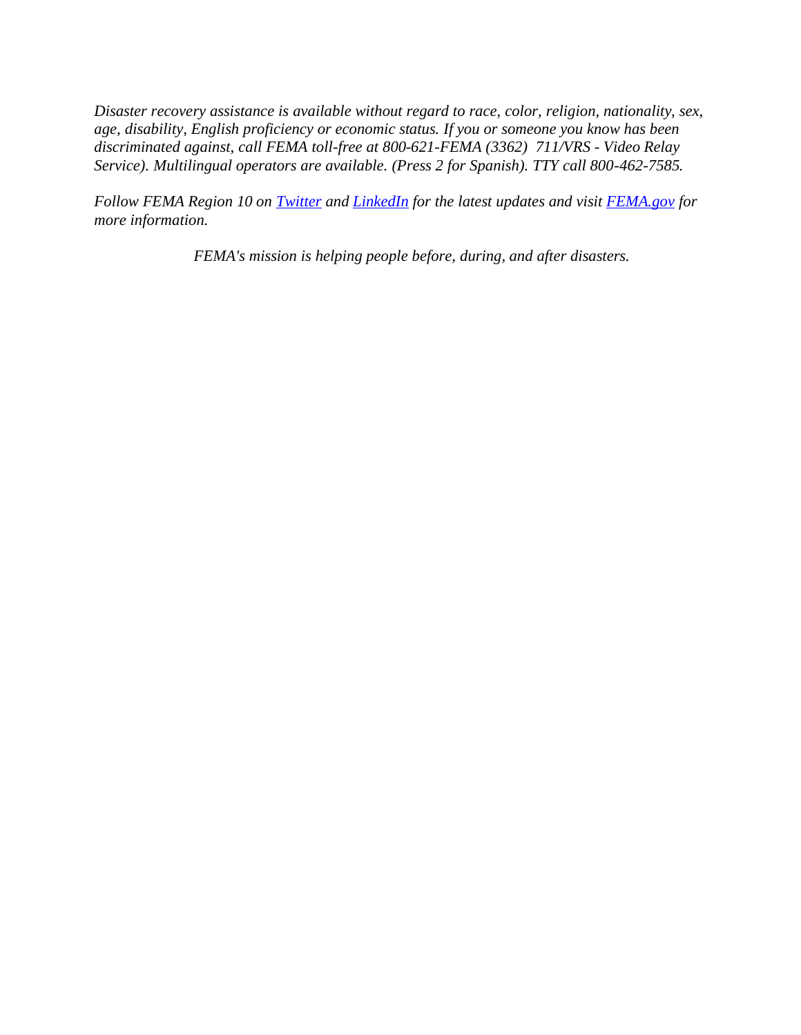*Disaster recovery assistance is available without regard to race, color, religion, nationality, sex, age, disability, English proficiency or economic status. If you or someone you know has been discriminated against, call FEMA toll-free at 800-621-FEMA (3362) 711/VRS - Video Relay Service). Multilingual operators are available. (Press 2 for Spanish). TTY call 800-462-7585.*

*Follow FEMA Region 10 on Twitter and LinkedIn for the latest updates and visit FEMA.gov for more information.*

*FEMA's mission is helping people before, during, and after disasters.*